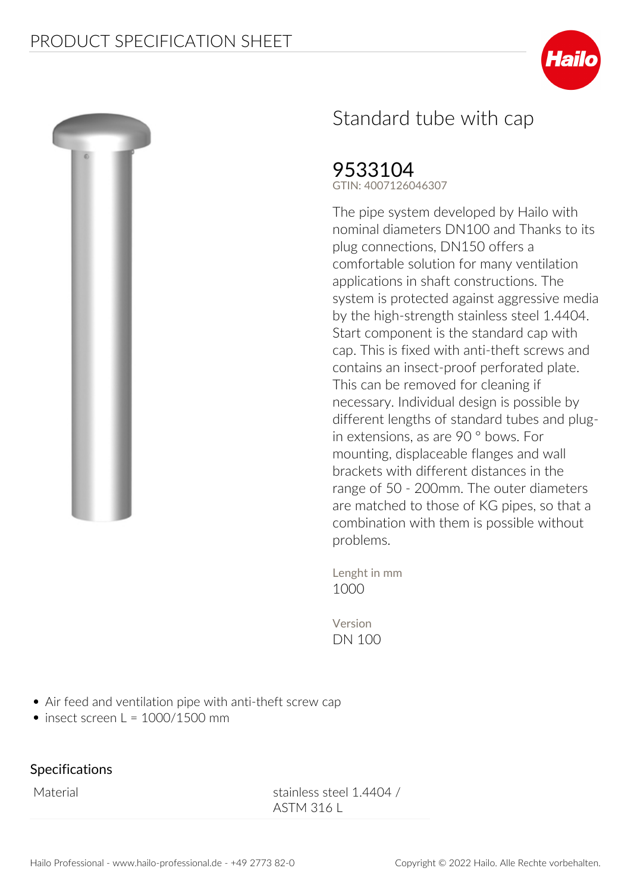# PRODUCT SPECIFICATION SHEET

## Standard tube with cap

**9533104**
GTIN: 4007126046307

The pipe system developed by Hailo with nominal diameters DN100 and Thanks to its plug connections, DN150 offers a comfortable solution for many ventilation applications in shaft constructions. The system is protected against aggressive media by the high-strength stainless steel 1.4404. Start component is the standard cap with cap. This is fixed with anti-theft screws and contains an insect-proof perforated plate. This can be removed for cleaning if necessary. Individual design is possible by different lengths of standard tubes and plug-in extensions, as are 90 ° bows. For mounting, displaceable flanges and wall brackets with different distances in the range of 50 - 200mm. The outer diameters are matched to those of KG pipes, so that a combination with them is possible without problems.

Lenght in mm
1000

Version
DN 100

- Air feed and ventilation pipe with anti-theft screw cap
- insect screen L = 1000/1500 mm

### Specifications

| | |
|---|---|
| Material | stainless steel 1.4404 / ASTM 316 L |

Hailo Professional - www.hailo-professional.de - +49 2773 82-0

Copyright © 2022 Hailo. Alle Rechte vorbehalten.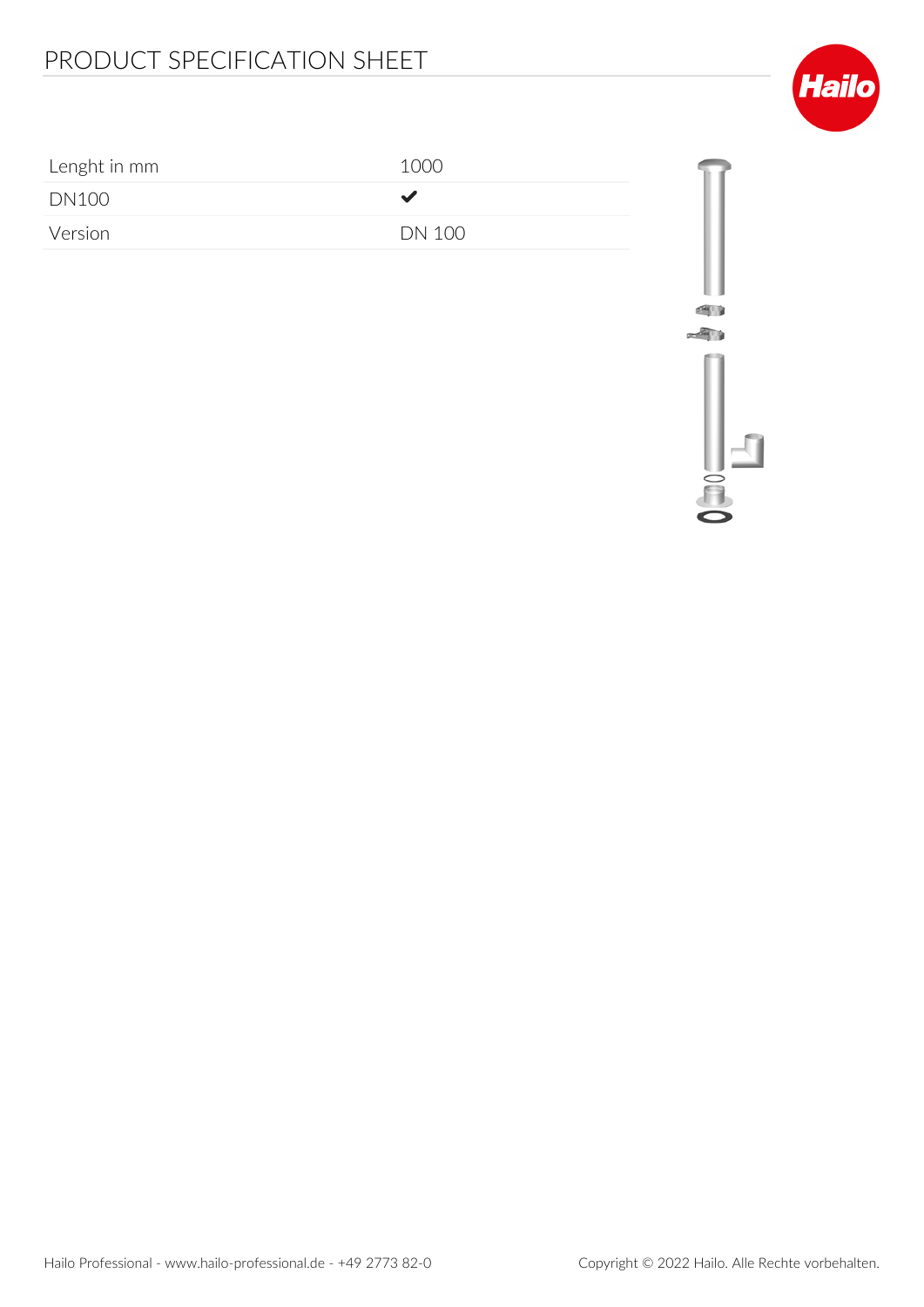# PRODUCT SPECIFICATION SHEET

| | |
|---|---|
| Lenght in mm | 1000 |
| DN100 | ✔ |
| Version | DN 100 |

Hailo Professional - www.hailo-professional.de - +49 2773 82-0

Copyright © 2022 Hailo. Alle Rechte vorbehalten.